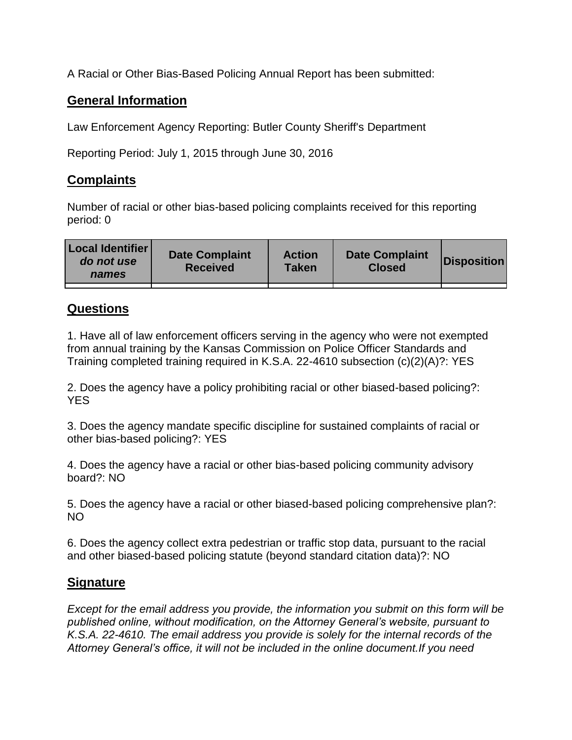A Racial or Other Bias-Based Policing Annual Report has been submitted:

## General Information

Law Enforcement Agency Reporting: Butler County Sheriff's Department

Reporting Period: July 1, 2015 through June 30, 2016

## Complaints

Number of racial or other bias-based policing complaints received for this reporting period: 0

| Local Identifier *do not use names* | Date Complaint Received | Action Taken | Date Complaint Closed | Disposition |
|---|---|---|---|---|
| | | | | |

## Questions

1. Have all of law enforcement officers serving in the agency who were not exempted from annual training by the Kansas Commission on Police Officer Standards and Training completed training required in K.S.A. 22-4610 subsection (c)(2)(A)?: YES

2. Does the agency have a policy prohibiting racial or other biased-based policing?: YES

3. Does the agency mandate specific discipline for sustained complaints of racial or other bias-based policing?: YES

4. Does the agency have a racial or other bias-based policing community advisory board?: NO

5. Does the agency have a racial or other biased-based policing comprehensive plan?: NO

6. Does the agency collect extra pedestrian or traffic stop data, pursuant to the racial and other biased-based policing statute (beyond standard citation data)?: NO

## Signature

*Except for the email address you provide, the information you submit on this form will be published online, without modification, on the Attorney General's website, pursuant to K.S.A. 22-4610. The email address you provide is solely for the internal records of the Attorney General's office, it will not be included in the online document.If you need*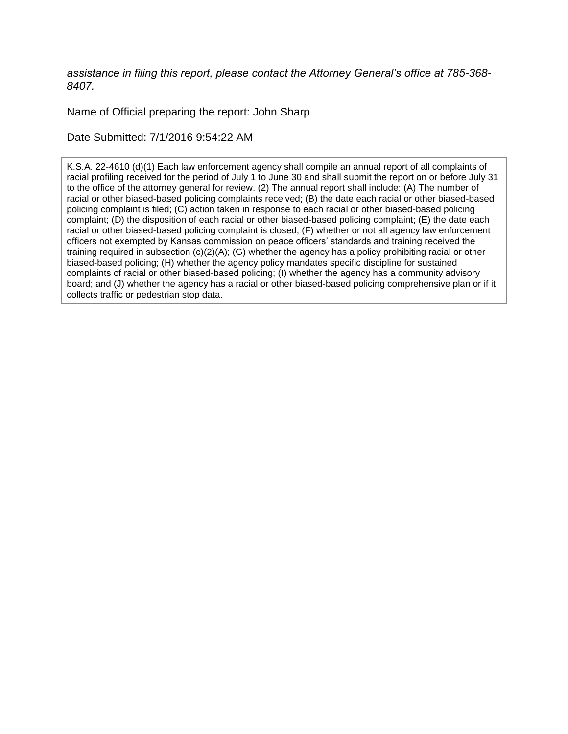*assistance in filing this report, please contact the Attorney General's office at 785-368-8407.*

Name of Official preparing the report: John Sharp

Date Submitted: 7/1/2016 9:54:22 AM

K.S.A. 22-4610 (d)(1) Each law enforcement agency shall compile an annual report of all complaints of racial profiling received for the period of July 1 to June 30 and shall submit the report on or before July 31 to the office of the attorney general for review. (2) The annual report shall include: (A) The number of racial or other biased-based policing complaints received; (B) the date each racial or other biased-based policing complaint is filed; (C) action taken in response to each racial or other biased-based policing complaint; (D) the disposition of each racial or other biased-based policing complaint; (E) the date each racial or other biased-based policing complaint is closed; (F) whether or not all agency law enforcement officers not exempted by Kansas commission on peace officers' standards and training received the training required in subsection (c)(2)(A); (G) whether the agency has a policy prohibiting racial or other biased-based policing; (H) whether the agency policy mandates specific discipline for sustained complaints of racial or other biased-based policing; (I) whether the agency has a community advisory board; and (J) whether the agency has a racial or other biased-based policing comprehensive plan or if it collects traffic or pedestrian stop data.